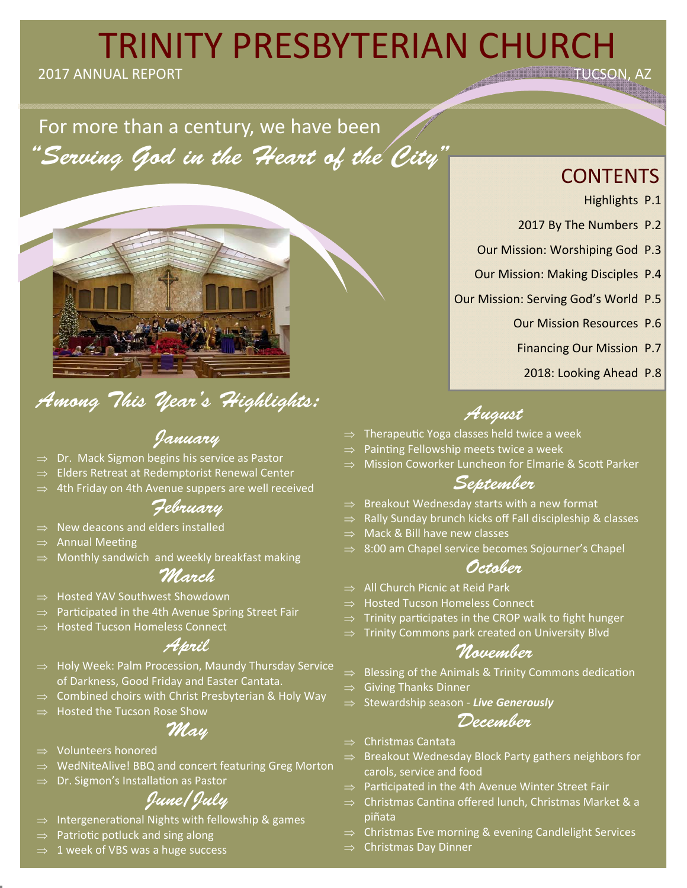# TRINITY PRESBYTERIAN CHURCH

2017 ANNUAL REPORT

TUCSON, AZ

For more than a century, we have been

*"Serving God in the Heart of the City"*

## CONTENTS

- Highlights P.1
- 2017 By The Numbers P.2
- Our Mission: Worshiping God P.3
- Our Mission: Making Disciples P.4
- Our Mission: Serving God's World P.5
- Our Mission Resources P.6
- Financing Our Mission P.7
- 2018: Looking Ahead P.8

## *Among This Year's Highlights:*

### *January*

- Dr. Mack Sigmon begins his service as Pastor
- Elders Retreat at Redemptorist Renewal Center
- 4th Friday on 4th Avenue suppers are well received

### *February*

- New deacons and elders installed
- Annual Meeting
- Monthly sandwich and weekly breakfast making

### *March*

- Hosted YAV Southwest Showdown
- Participated in the 4th Avenue Spring Street Fair
- Hosted Tucson Homeless Connect

### *April*

- Holy Week: Palm Procession, Maundy Thursday Service of Darkness, Good Friday and Easter Cantata.
- Combined choirs with Christ Presbyterian & Holy Way
- Hosted the Tucson Rose Show

### *May*

- Volunteers honored
- WedNiteAlive! BBQ and concert featuring Greg Morton
- Dr. Sigmon's Installation as Pastor

### *June/July*

- Intergenerational Nights with fellowship & games
- Patriotic potluck and sing along
- 1 week of VBS was a huge success

### *August*

- Therapeutic Yoga classes held twice a week
- Painting Fellowship meets twice a week
- Mission Coworker Luncheon for Elmarie & Scott Parker

### *September*

- Breakout Wednesday starts with a new format
- Rally Sunday brunch kicks off Fall discipleship & classes
- Mack & Bill have new classes
- 8:00 am Chapel service becomes Sojourner's Chapel

### *October*

- All Church Picnic at Reid Park
- Hosted Tucson Homeless Connect
- Trinity participates in the CROP walk to fight hunger
- Trinity Commons park created on University Blvd

### *November*

- Blessing of the Animals & Trinity Commons dedication
- Giving Thanks Dinner
- Stewardship season - ***Live Generously***

### *December*

- Christmas Cantata
- Breakout Wednesday Block Party gathers neighbors for carols, service and food
- Participated in the 4th Avenue Winter Street Fair
- Christmas Cantina offered lunch, Christmas Market & a piñata
- Christmas Eve morning & evening Candlelight Services
- Christmas Day Dinner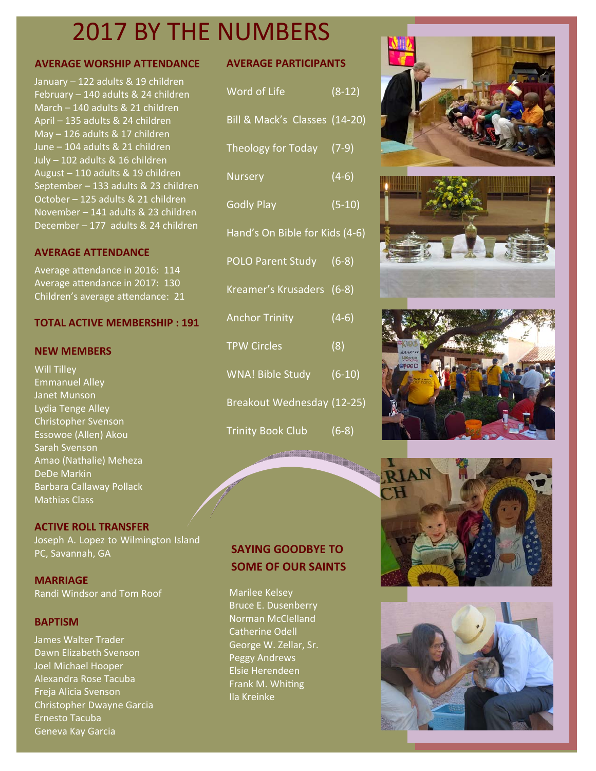# 2017 BY THE NUMBERS

## AVERAGE WORSHIP ATTENDANCE

January – 122 adults & 19 children
February – 140 adults & 24 children
March – 140 adults & 21 children
April – 135 adults & 24 children
May – 126 adults & 17 children
June – 104 adults & 21 children
July – 102 adults & 16 children
August – 110 adults & 19 children
September – 133 adults & 23 children
October – 125 adults & 21 children
November – 141 adults & 23 children
December – 177 adults & 24 children

## AVERAGE ATTENDANCE

Average attendance in 2016: 114
Average attendance in 2017: 130
Children's average attendance: 21

## TOTAL ACTIVE MEMBERSHIP : 191

## NEW MEMBERS

Will Tilley
Emmanuel Alley
Janet Munson
Lydia Tenge Alley
Christopher Svenson
Essowoe (Allen) Akou
Sarah Svenson
Amao (Nathalie) Meheza
DeDe Markin
Barbara Callaway Pollack
Mathias Class

## ACTIVE ROLL TRANSFER

Joseph A. Lopez to Wilmington Island PC, Savannah, GA

## MARRIAGE

Randi Windsor and Tom Roof

## BAPTISM

James Walter Trader
Dawn Elizabeth Svenson
Joel Michael Hooper
Alexandra Rose Tacuba
Freja Alicia Svenson
Christopher Dwayne Garcia
Ernesto Tacuba
Geneva Kay Garcia

## AVERAGE PARTICIPANTS

| | |
|---|---|
| Word of Life | (8-12) |
| Bill & Mack's Classes | (14-20) |
| Theology for Today | (7-9) |
| Nursery | (4-6) |
| Godly Play | (5-10) |
| Hand's On Bible for Kids | (4-6) |
| POLO Parent Study | (6-8) |
| Kreamer's Krusaders | (6-8) |
| Anchor Trinity | (4-6) |
| TPW Circles | (8) |
| WNA! Bible Study | (6-10) |
| Breakout Wednesday | (12-25) |
| Trinity Book Club | (6-8) |

## SAYING GOODBYE TO SOME OF OUR SAINTS

Marilee Kelsey
Bruce E. Dusenberry
Norman McClelland
Catherine Odell
George W. Zellar, Sr.
Peggy Andrews
Elsie Herendeen
Frank M. Whiting
Ila Kreinke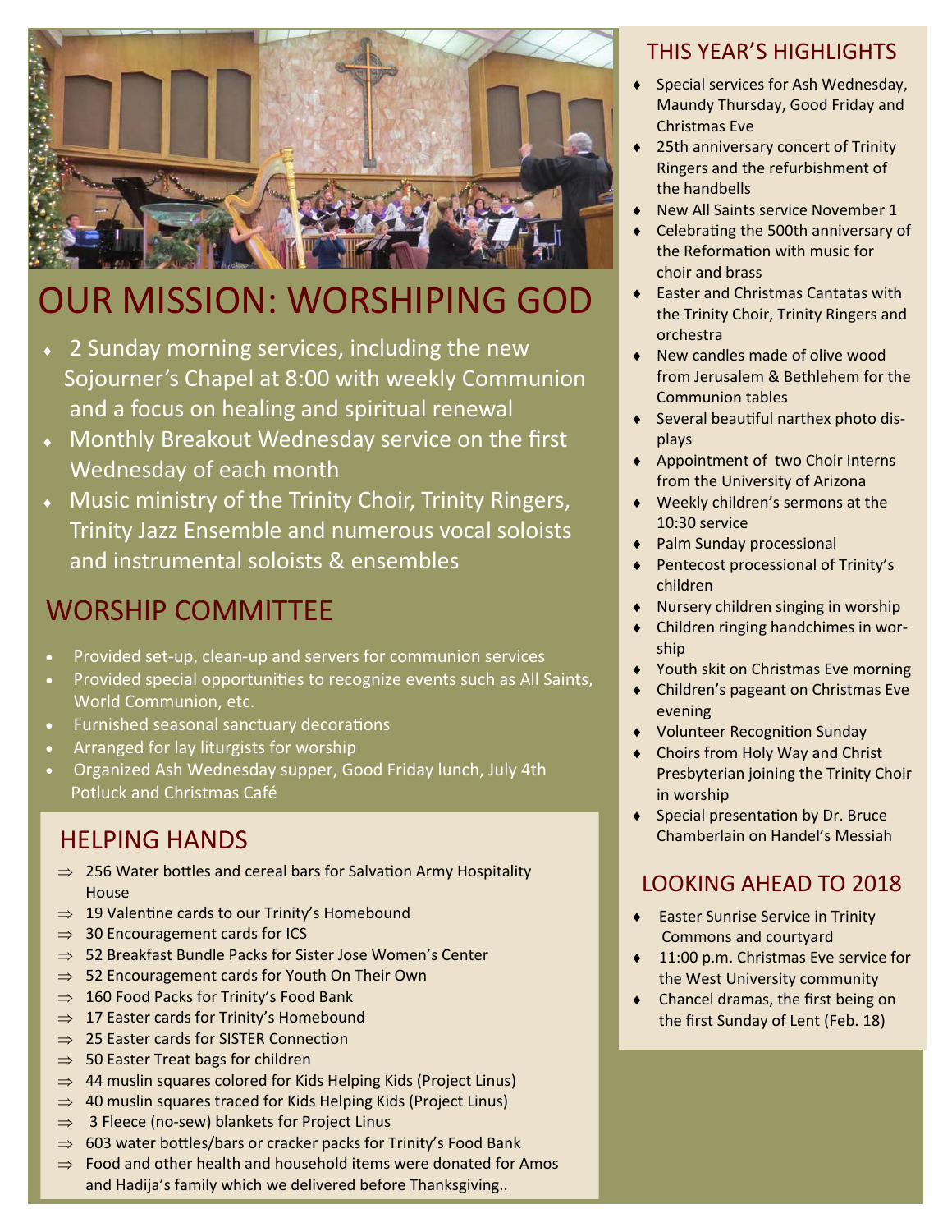# OUR MISSION: WORSHIPING GOD

- 2 Sunday morning services, including the new Sojourner's Chapel at 8:00 with weekly Communion and a focus on healing and spiritual renewal
- Monthly Breakout Wednesday service on the first Wednesday of each month
- Music ministry of the Trinity Choir, Trinity Ringers, Trinity Jazz Ensemble and numerous vocal soloists and instrumental soloists & ensembles

## WORSHIP COMMITTEE

- Provided set-up, clean-up and servers for communion services
- Provided special opportunities to recognize events such as All Saints, World Communion, etc.
- Furnished seasonal sanctuary decorations
- Arranged for lay liturgists for worship
- Organized Ash Wednesday supper, Good Friday lunch, July 4th Potluck and Christmas Café

## HELPING HANDS

- 256 Water bottles and cereal bars for Salvation Army Hospitality House
- 19 Valentine cards to our Trinity's Homebound
- 30 Encouragement cards for ICS
- 52 Breakfast Bundle Packs for Sister Jose Women's Center
- 52 Encouragement cards for Youth On Their Own
- 160 Food Packs for Trinity's Food Bank
- 17 Easter cards for Trinity's Homebound
- 25 Easter cards for SISTER Connection
- 50 Easter Treat bags for children
- 44 muslin squares colored for Kids Helping Kids (Project Linus)
- 40 muslin squares traced for Kids Helping Kids (Project Linus)
- 3 Fleece (no-sew) blankets for Project Linus
- 603 water bottles/bars or cracker packs for Trinity's Food Bank
- Food and other health and household items were donated for Amos and Hadija's family which we delivered before Thanksgiving..

## THIS YEAR'S HIGHLIGHTS

- Special services for Ash Wednesday, Maundy Thursday, Good Friday and Christmas Eve
- 25th anniversary concert of Trinity Ringers and the refurbishment of the handbells
- New All Saints service November 1
- Celebrating the 500th anniversary of the Reformation with music for choir and brass
- Easter and Christmas Cantatas with the Trinity Choir, Trinity Ringers and orchestra
- New candles made of olive wood from Jerusalem & Bethlehem for the Communion tables
- Several beautiful narthex photo displays
- Appointment of two Choir Interns from the University of Arizona
- Weekly children's sermons at the 10:30 service
- Palm Sunday processional
- Pentecost processional of Trinity's children
- Nursery children singing in worship
- Children ringing handchimes in worship
- Youth skit on Christmas Eve morning
- Children's pageant on Christmas Eve evening
- Volunteer Recognition Sunday
- Choirs from Holy Way and Christ Presbyterian joining the Trinity Choir in worship
- Special presentation by Dr. Bruce Chamberlain on Handel's Messiah

## LOOKING AHEAD TO 2018

- Easter Sunrise Service in Trinity Commons and courtyard
- 11:00 p.m. Christmas Eve service for the West University community
- Chancel dramas, the first being on the first Sunday of Lent (Feb. 18)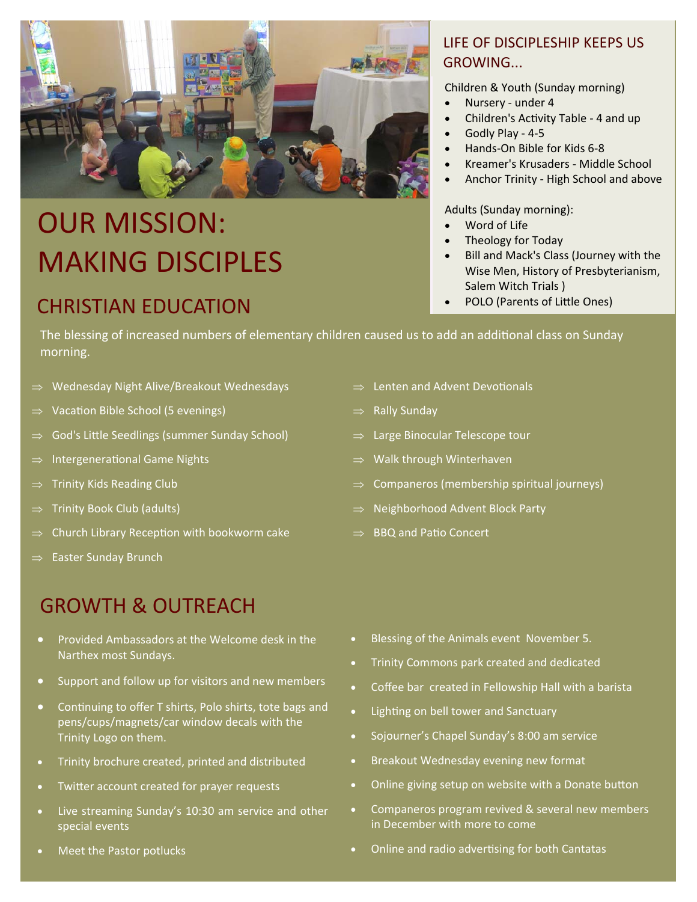# OUR MISSION: MAKING DISCIPLES

## LIFE OF DISCIPLESHIP KEEPS US GROWING...

Children & Youth (Sunday morning)

- Nursery - under 4
- Children's Activity Table - 4 and up
- Godly Play - 4-5
- Hands-On Bible for Kids 6-8
- Kreamer's Krusaders - Middle School
- Anchor Trinity - High School and above

Adults (Sunday morning):

- Word of Life
- Theology for Today
- Bill and Mack's Class (Journey with the Wise Men, History of Presbyterianism, Salem Witch Trials )
- POLO (Parents of Little Ones)

## CHRISTIAN EDUCATION

The blessing of increased numbers of elementary children caused us to add an additional class on Sunday morning.

- ⇒ Wednesday Night Alive/Breakout Wednesdays
- ⇒ Vacation Bible School (5 evenings)
- ⇒ God's Little Seedlings (summer Sunday School)
- ⇒ Intergenerational Game Nights
- ⇒ Trinity Kids Reading Club
- ⇒ Trinity Book Club (adults)
- ⇒ Church Library Reception with bookworm cake
- ⇒ Easter Sunday Brunch
- ⇒ Lenten and Advent Devotionals
- ⇒ Rally Sunday
- ⇒ Large Binocular Telescope tour
- ⇒ Walk through Winterhaven
- ⇒ Companeros (membership spiritual journeys)
- ⇒ Neighborhood Advent Block Party
- ⇒ BBQ and Patio Concert

## GROWTH & OUTREACH

- Provided Ambassadors at the Welcome desk in the Narthex most Sundays.
- Support and follow up for visitors and new members
- Continuing to offer T shirts, Polo shirts, tote bags and pens/cups/magnets/car window decals with the Trinity Logo on them.
- Trinity brochure created, printed and distributed
- Twitter account created for prayer requests
- Live streaming Sunday's 10:30 am service and other special events
- Meet the Pastor potlucks
- Blessing of the Animals event November 5.
- Trinity Commons park created and dedicated
- Coffee bar created in Fellowship Hall with a barista
- Lighting on bell tower and Sanctuary
- Sojourner's Chapel Sunday's 8:00 am service
- Breakout Wednesday evening new format
- Online giving setup on website with a Donate button
- Companeros program revived & several new members in December with more to come
- Online and radio advertising for both Cantatas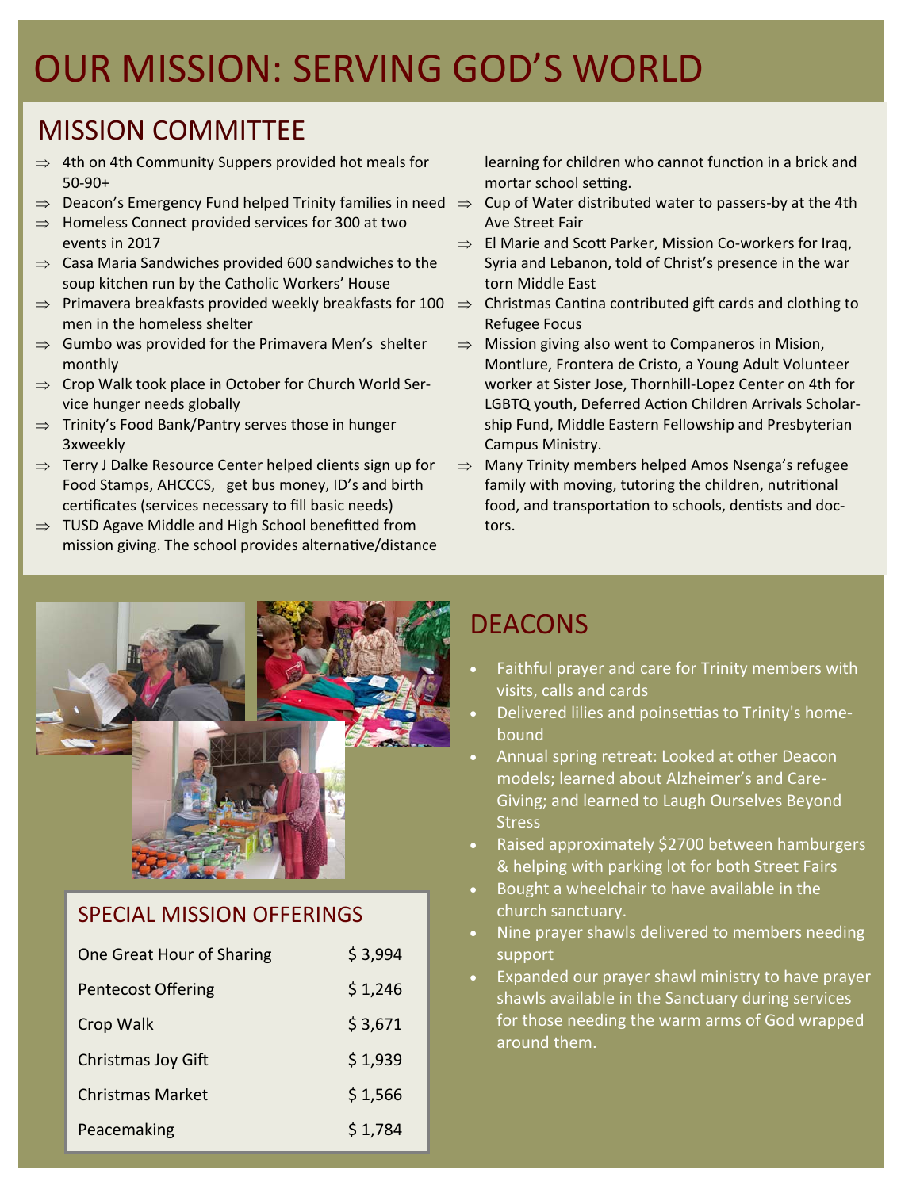# OUR MISSION: SERVING GOD'S WORLD

## MISSION COMMITTEE

- ⇒ 4th on 4th Community Suppers provided hot meals for 50-90+
- ⇒ Deacon's Emergency Fund helped Trinity families in need
- ⇒ Homeless Connect provided services for 300 at two events in 2017
- ⇒ Casa Maria Sandwiches provided 600 sandwiches to the soup kitchen run by the Catholic Workers' House
- ⇒ Primavera breakfasts provided weekly breakfasts for 100 men in the homeless shelter
- ⇒ Gumbo was provided for the Primavera Men's shelter monthly
- ⇒ Crop Walk took place in October for Church World Service hunger needs globally
- ⇒ Trinity's Food Bank/Pantry serves those in hunger 3xweekly
- ⇒ Terry J Dalke Resource Center helped clients sign up for Food Stamps, AHCCCS, get bus money, ID's and birth certificates (services necessary to fill basic needs)
- ⇒ TUSD Agave Middle and High School benefitted from mission giving. The school provides alternative/distance learning for children who cannot function in a brick and mortar school setting.
- ⇒ Cup of Water distributed water to passers-by at the 4th Ave Street Fair
- ⇒ El Marie and Scott Parker, Mission Co-workers for Iraq, Syria and Lebanon, told of Christ's presence in the war torn Middle East
- ⇒ Christmas Cantina contributed gift cards and clothing to Refugee Focus
- ⇒ Mission giving also went to Companeros in Mision, Montlure, Frontera de Cristo, a Young Adult Volunteer worker at Sister Jose, Thornhill-Lopez Center on 4th for LGBTQ youth, Deferred Action Children Arrivals Scholarship Fund, Middle Eastern Fellowship and Presbyterian Campus Ministry.
- ⇒ Many Trinity members helped Amos Nsenga's refugee family with moving, tutoring the children, nutritional food, and transportation to schools, dentists and doctors.

## SPECIAL MISSION OFFERINGS

| | |
|---|---|
| One Great Hour of Sharing | $ 3,994 |
| Pentecost Offering | $ 1,246 |
| Crop Walk | $ 3,671 |
| Christmas Joy Gift | $ 1,939 |
| Christmas Market | $ 1,566 |
| Peacemaking | $ 1,784 |

## DEACONS

- Faithful prayer and care for Trinity members with visits, calls and cards
- Delivered lilies and poinsettias to Trinity's homebound
- Annual spring retreat: Looked at other Deacon models; learned about Alzheimer's and Care-Giving; and learned to Laugh Ourselves Beyond Stress
- Raised approximately $2700 between hamburgers & helping with parking lot for both Street Fairs
- Bought a wheelchair to have available in the church sanctuary.
- Nine prayer shawls delivered to members needing support
- Expanded our prayer shawl ministry to have prayer shawls available in the Sanctuary during services for those needing the warm arms of God wrapped around them.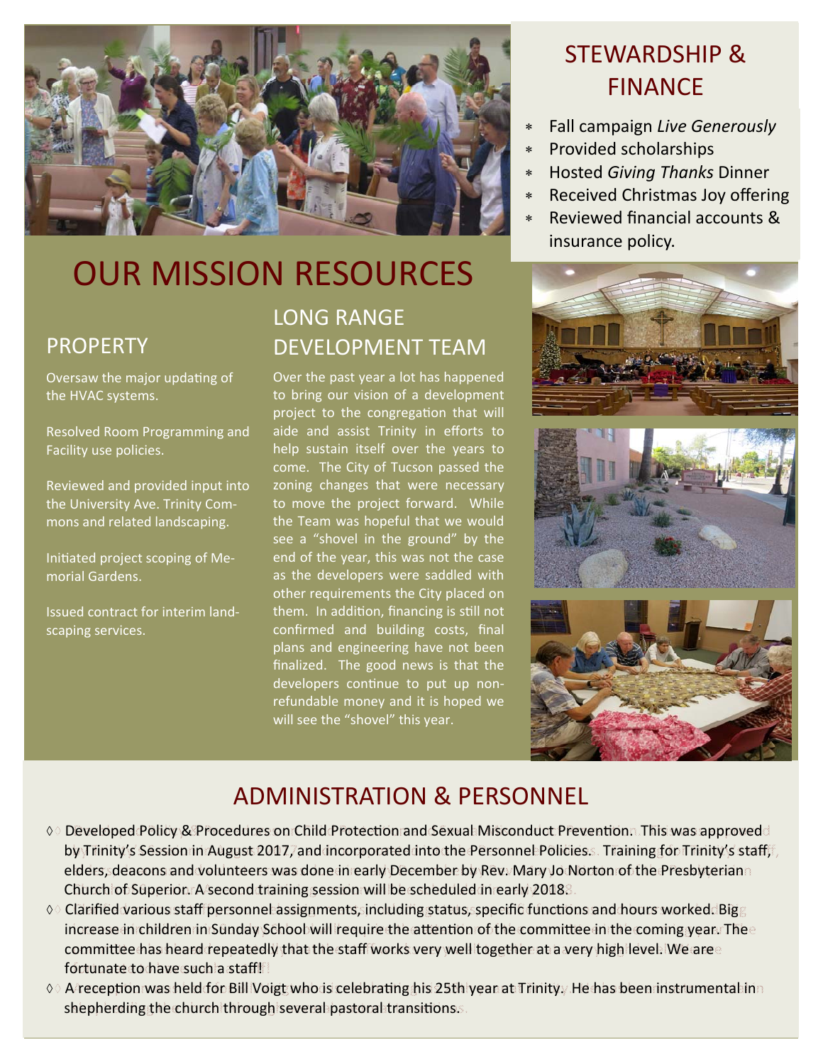## STEWARDSHIP & FINANCE

- Fall campaign *Live Generously*
- Provided scholarships
- Hosted *Giving Thanks* Dinner
- Received Christmas Joy offering
- Reviewed financial accounts & insurance policy.

# OUR MISSION RESOURCES

## PROPERTY

Oversaw the major updating of the HVAC systems.

Resolved Room Programming and Facility use policies.

Reviewed and provided input into the University Ave. Trinity Commons and related landscaping.

Initiated project scoping of Memorial Gardens.

Issued contract for interim landscaping services.

## LONG RANGE DEVELOPMENT TEAM

Over the past year a lot has happened to bring our vision of a development project to the congregation that will aide and assist Trinity in efforts to help sustain itself over the years to come. The City of Tucson passed the zoning changes that were necessary to move the project forward. While the Team was hopeful that we would see a "shovel in the ground" by the end of the year, this was not the case as the developers were saddled with other requirements the City placed on them. In addition, financing is still not confirmed and building costs, final plans and engineering have not been finalized. The good news is that the developers continue to put up non-refundable money and it is hoped we will see the "shovel" this year.

## ADMINISTRATION & PERSONNEL

- Developed Policy & Procedures on Child Protection and Sexual Misconduct Prevention. This was approved by Trinity's Session in August 2017, and incorporated into the Personnel Policies. Training for Trinity's staff, elders, deacons and volunteers was done in early December by Rev. Mary Jo Norton of the Presbyterian Church of Superior. A second training session will be scheduled in early 2018.
- Clarified various staff personnel assignments, including status, specific functions and hours worked. Big increase in children in Sunday School will require the attention of the committee in the coming year. The committee has heard repeatedly that the staff works very well together at a very high level. We are fortunate to have such a staff!
- A reception was held for Bill Voigt who is celebrating his 25th year at Trinity. He has been instrumental in shepherding the church through several pastoral transitions.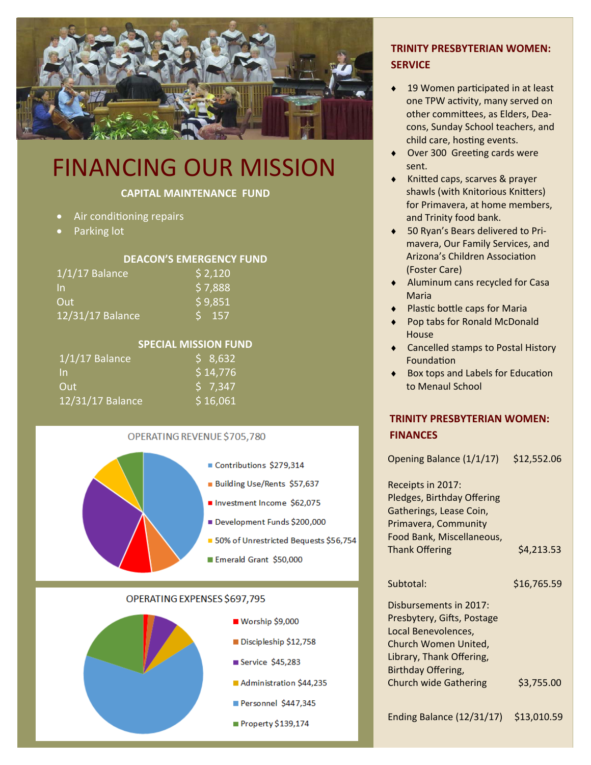# FINANCING OUR MISSION

### CAPITAL MAINTENANCE FUND

- Air conditioning repairs
- Parking lot

### DEACON'S EMERGENCY FUND

| | |
|---|---|
| 1/1/17 Balance | $ 2,120 |
| In | $ 7,888 |
| Out | $ 9,851 |
| 12/31/17 Balance | $ 157 |

### SPECIAL MISSION FUND

| | |
|---|---|
| 1/1/17 Balance | $ 8,632 |
| In | $ 14,776 |
| Out | $ 7,347 |
| 12/31/17 Balance | $ 16,061 |

**OPERATING REVENUE $705,780**

- Contributions $279,314
- Building Use/Rents $57,637
- Investment Income $62,075
- Development Funds $200,000
- 50% of Unrestricted Bequests $56,754
- Emerald Grant $50,000

**OPERATING EXPENSES $697,795**

- Worship $9,000
- Discipleship $12,758
- Service $45,283
- Administration $44,235
- Personnel $447,345
- Property $139,174

## TRINITY PRESBYTERIAN WOMEN: SERVICE

- 19 Women participated in at least one TPW activity, many served on other committees, as Elders, Deacons, Sunday School teachers, and child care, hosting events.
- Over 300 Greeting cards were sent.
- Knitted caps, scarves & prayer shawls (with Knitorious Knitters) for Primavera, at home members, and Trinity food bank.
- 50 Ryan's Bears delivered to Primavera, Our Family Services, and Arizona's Children Association (Foster Care)
- Aluminum cans recycled for Casa Maria
- Plastic bottle caps for Maria
- Pop tabs for Ronald McDonald House
- Cancelled stamps to Postal History Foundation
- Box tops and Labels for Education to Menaul School

## TRINITY PRESBYTERIAN WOMEN: FINANCES

| | |
|---|---|
| Opening Balance (1/1/17) | $12,552.06 |
| Receipts in 2017: Pledges, Birthday Offering Gatherings, Lease Coin, Primavera, Community Food Bank, Miscellaneous, Thank Offering | $4,213.53 |
| Subtotal: | $16,765.59 |
| Disbursements in 2017: Presbytery, Gifts, Postage Local Benevolences, Church Women United, Library, Thank Offering, Birthday Offering, Church wide Gathering | $3,755.00 |
| Ending Balance (12/31/17) | $13,010.59 |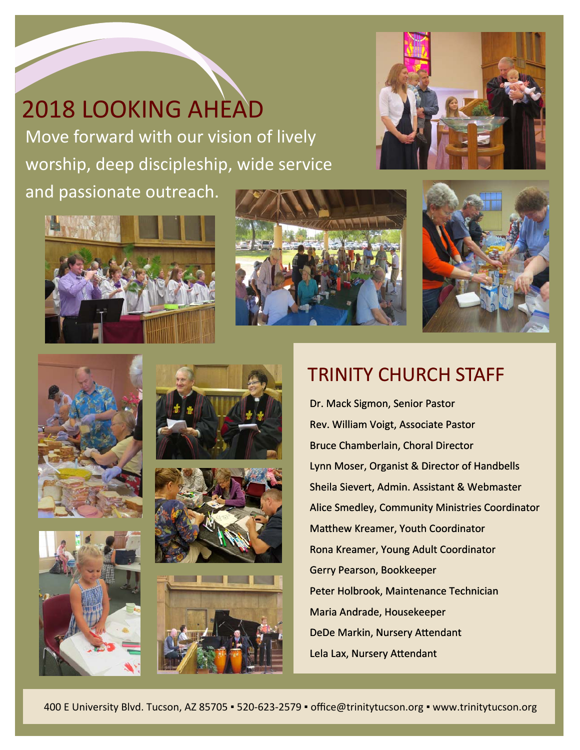# 2018 LOOKING AHEAD

Move forward with our vision of lively worship, deep discipleship, wide service and passionate outreach.

## TRINITY CHURCH STAFF

Dr. Mack Sigmon, Senior Pastor
Rev. William Voigt, Associate Pastor
Bruce Chamberlain, Choral Director
Lynn Moser, Organist & Director of Handbells
Sheila Sievert, Admin. Assistant & Webmaster
Alice Smedley, Community Ministries Coordinator
Matthew Kreamer, Youth Coordinator
Rona Kreamer, Young Adult Coordinator
Gerry Pearson, Bookkeeper
Peter Holbrook, Maintenance Technician
Maria Andrade, Housekeeper
DeDe Markin, Nursery Attendant
Lela Lax, Nursery Attendant

400 E University Blvd. Tucson, AZ 85705 ▪ 520-623-2579 ▪ office@trinitytucson.org ▪ www.trinitytucson.org